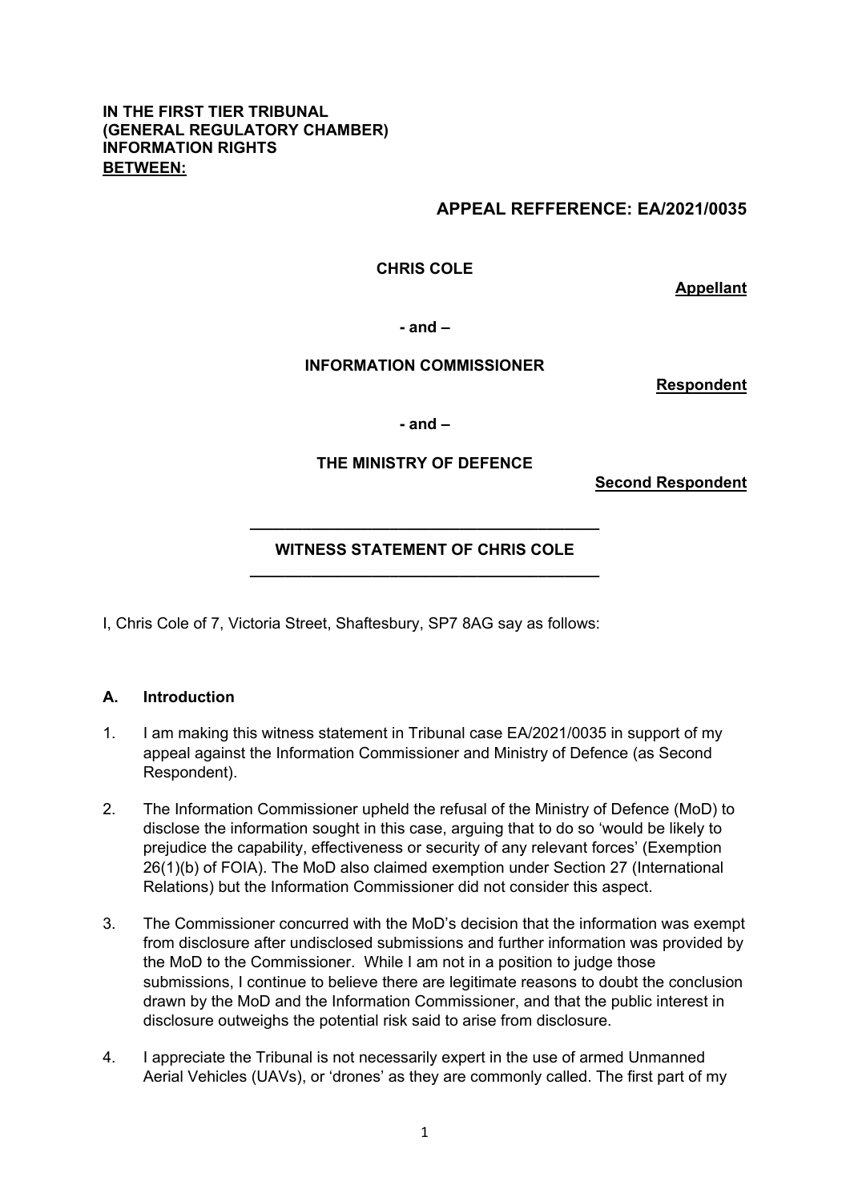**IN THE FIRST TIER TRIBUNAL**
**(GENERAL REGULATORY CHAMBER)**
**INFORMATION RIGHTS**
**BETWEEN:**

**APPEAL REFFERENCE: EA/2021/0035**

**CHRIS COLE**

**Appellant**

**- and –**

**INFORMATION COMMISSIONER**

**Respondent**

**- and –**

**THE MINISTRY OF DEFENCE**

**Second Respondent**

---

**WITNESS STATEMENT OF CHRIS COLE**

---

I, Chris Cole of 7, Victoria Street, Shaftesbury, SP7 8AG say as follows:

## A. Introduction

1. I am making this witness statement in Tribunal case EA/2021/0035 in support of my appeal against the Information Commissioner and Ministry of Defence (as Second Respondent).

2. The Information Commissioner upheld the refusal of the Ministry of Defence (MoD) to disclose the information sought in this case, arguing that to do so 'would be likely to prejudice the capability, effectiveness or security of any relevant forces' (Exemption 26(1)(b) of FOIA). The MoD also claimed exemption under Section 27 (International Relations) but the Information Commissioner did not consider this aspect.

3. The Commissioner concurred with the MoD's decision that the information was exempt from disclosure after undisclosed submissions and further information was provided by the MoD to the Commissioner. While I am not in a position to judge those submissions, I continue to believe there are legitimate reasons to doubt the conclusion drawn by the MoD and the Information Commissioner, and that the public interest in disclosure outweighs the potential risk said to arise from disclosure.

4. I appreciate the Tribunal is not necessarily expert in the use of armed Unmanned Aerial Vehicles (UAVs), or 'drones' as they are commonly called. The first part of my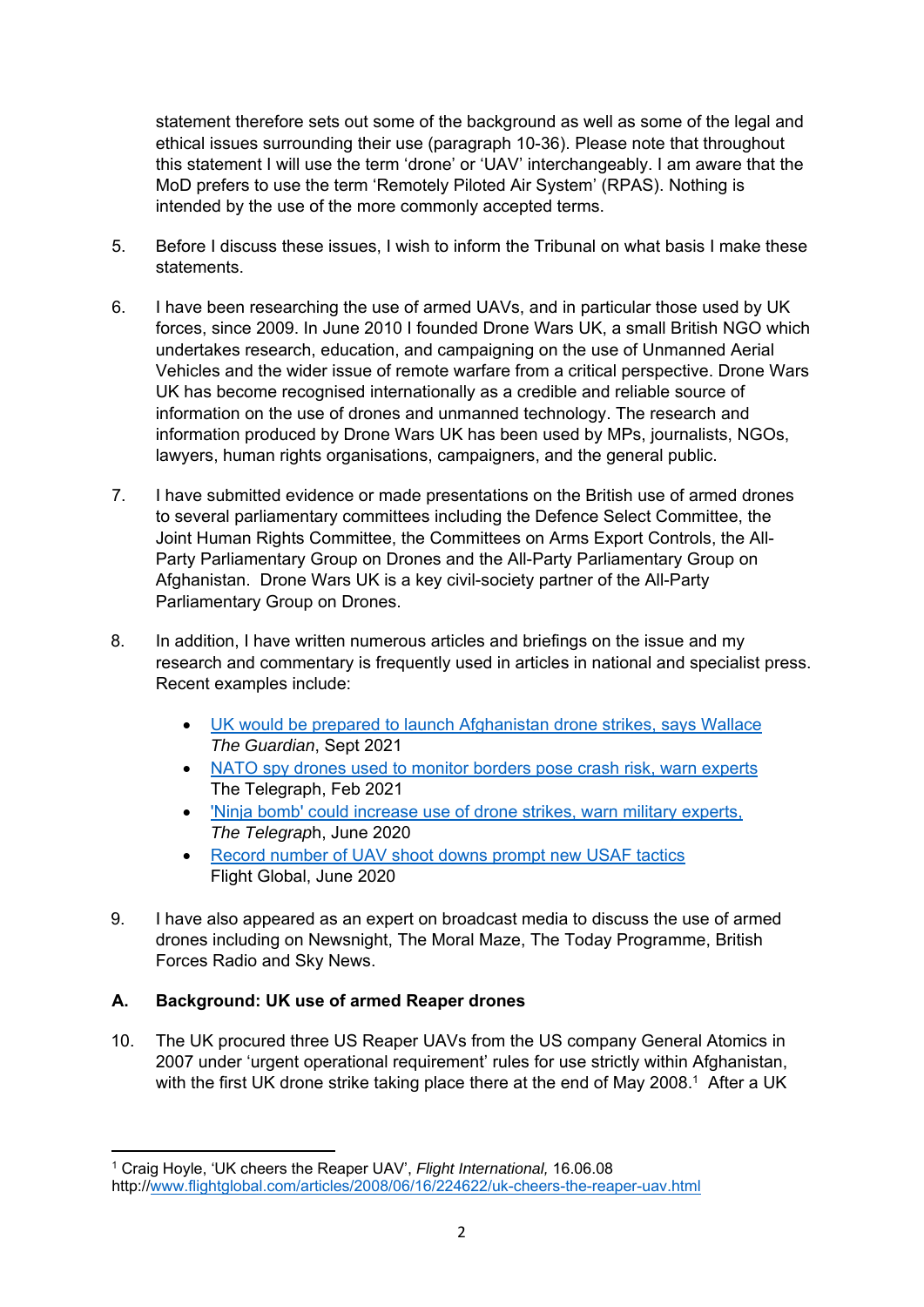statement therefore sets out some of the background as well as some of the legal and ethical issues surrounding their use (paragraph 10-36). Please note that throughout this statement I will use the term 'drone' or 'UAV' interchangeably. I am aware that the MoD prefers to use the term 'Remotely Piloted Air System' (RPAS). Nothing is intended by the use of the more commonly accepted terms.

5. Before I discuss these issues, I wish to inform the Tribunal on what basis I make these statements.

6. I have been researching the use of armed UAVs, and in particular those used by UK forces, since 2009. In June 2010 I founded Drone Wars UK, a small British NGO which undertakes research, education, and campaigning on the use of Unmanned Aerial Vehicles and the wider issue of remote warfare from a critical perspective. Drone Wars UK has become recognised internationally as a credible and reliable source of information on the use of drones and unmanned technology. The research and information produced by Drone Wars UK has been used by MPs, journalists, NGOs, lawyers, human rights organisations, campaigners, and the general public.

7. I have submitted evidence or made presentations on the British use of armed drones to several parliamentary committees including the Defence Select Committee, the Joint Human Rights Committee, the Committees on Arms Export Controls, the All-Party Parliamentary Group on Drones and the All-Party Parliamentary Group on Afghanistan. Drone Wars UK is a key civil-society partner of the All-Party Parliamentary Group on Drones.

8. In addition, I have written numerous articles and briefings on the issue and my research and commentary is frequently used in articles in national and specialist press. Recent examples include:

   - UK would be prepared to launch Afghanistan drone strikes, says Wallace
     *The Guardian*, Sept 2021
   - NATO spy drones used to monitor borders pose crash risk, warn experts
     The Telegraph, Feb 2021
   - 'Ninja bomb' could increase use of drone strikes, warn military experts,
     *The Telegraph*, June 2020
   - Record number of UAV shoot downs prompt new USAF tactics
     Flight Global, June 2020

9. I have also appeared as an expert on broadcast media to discuss the use of armed drones including on Newsnight, The Moral Maze, The Today Programme, British Forces Radio and Sky News.

## A. Background: UK use of armed Reaper drones

10. The UK procured three US Reaper UAVs from the US company General Atomics in 2007 under 'urgent operational requirement' rules for use strictly within Afghanistan, with the first UK drone strike taking place there at the end of May 2008.[1] After a UK

---

[1] Craig Hoyle, 'UK cheers the Reaper UAV', *Flight International,* 16.06.08 http://www.flightglobal.com/articles/2008/06/16/224622/uk-cheers-the-reaper-uav.html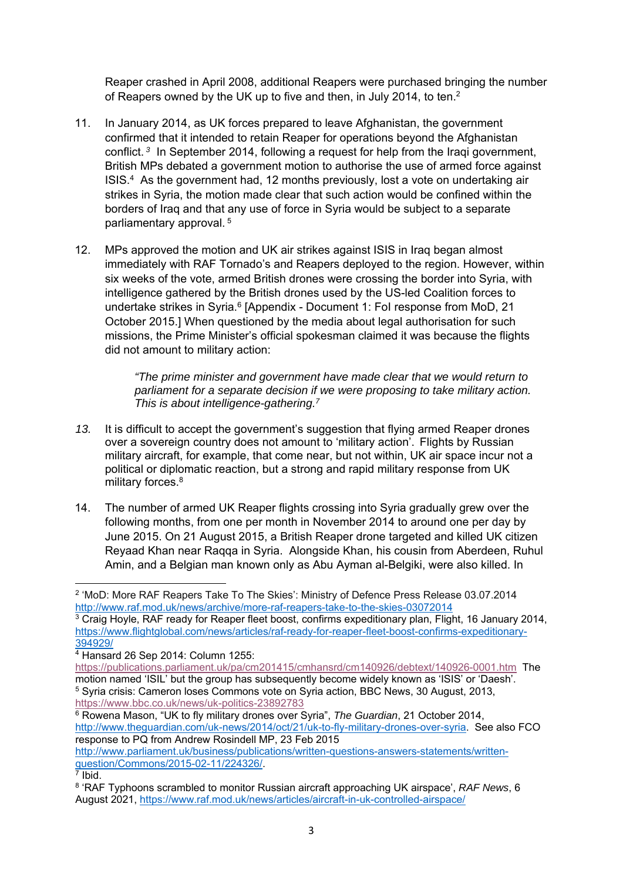Reaper crashed in April 2008, additional Reapers were purchased bringing the number of Reapers owned by the UK up to five and then, in July 2014, to ten.[2]

11. In January 2014, as UK forces prepared to leave Afghanistan, the government confirmed that it intended to retain Reaper for operations beyond the Afghanistan conflict.[3] In September 2014, following a request for help from the Iraqi government, British MPs debated a government motion to authorise the use of armed force against ISIS.[4] As the government had, 12 months previously, lost a vote on undertaking air strikes in Syria, the motion made clear that such action would be confined within the borders of Iraq and that any use of force in Syria would be subject to a separate parliamentary approval.[5]

12. MPs approved the motion and UK air strikes against ISIS in Iraq began almost immediately with RAF Tornado's and Reapers deployed to the region. However, within six weeks of the vote, armed British drones were crossing the border into Syria, with intelligence gathered by the British drones used by the US-led Coalition forces to undertake strikes in Syria.[6] [Appendix - Document 1: FoI response from MoD, 21 October 2015.] When questioned by the media about legal authorisation for such missions, the Prime Minister's official spokesman claimed it was because the flights did not amount to military action:

> *"The prime minister and government have made clear that we would return to parliament for a separate decision if we were proposing to take military action. This is about intelligence-gathering.[7]*

*13.* It is difficult to accept the government's suggestion that flying armed Reaper drones over a sovereign country does not amount to 'military action'. Flights by Russian military aircraft, for example, that come near, but not within, UK air space incur not a political or diplomatic reaction, but a strong and rapid military response from UK military forces.[8]

14. The number of armed UK Reaper flights crossing into Syria gradually grew over the following months, from one per month in November 2014 to around one per day by June 2015. On 21 August 2015, a British Reaper drone targeted and killed UK citizen Reyaad Khan near Raqqa in Syria. Alongside Khan, his cousin from Aberdeen, Ruhul Amin, and a Belgian man known only as Abu Ayman al-Belgiki, were also killed. In

---

[2] 'MoD: More RAF Reapers Take To The Skies': Ministry of Defence Press Release 03.07.2014 http://www.raf.mod.uk/news/archive/more-raf-reapers-take-to-the-skies-03072014

[3] Craig Hoyle, RAF ready for Reaper fleet boost, confirms expeditionary plan, Flight, 16 January 2014, https://www.flightglobal.com/news/articles/raf-ready-for-reaper-fleet-boost-confirms-expeditionary-394929/

[4] Hansard 26 Sep 2014: Column 1255: https://publications.parliament.uk/pa/cm201415/cmhansrd/cm140926/debtext/140926-0001.htm The motion named 'ISIL' but the group has subsequently become widely known as 'ISIS' or 'Daesh'.

[5] Syria crisis: Cameron loses Commons vote on Syria action, BBC News, 30 August, 2013, https://www.bbc.co.uk/news/uk-politics-23892783

[6] Rowena Mason, "UK to fly military drones over Syria", *The Guardian*, 21 October 2014, http://www.theguardian.com/uk-news/2014/oct/21/uk-to-fly-military-drones-over-syria. See also FCO response to PQ from Andrew Rosindell MP, 23 Feb 2015 http://www.parliament.uk/business/publications/written-questions-answers-statements/written-question/Commons/2015-02-11/224326/.

[7] Ibid.

[8] 'RAF Typhoons scrambled to monitor Russian aircraft approaching UK airspace', *RAF News*, 6 August 2021, https://www.raf.mod.uk/news/articles/aircraft-in-uk-controlled-airspace/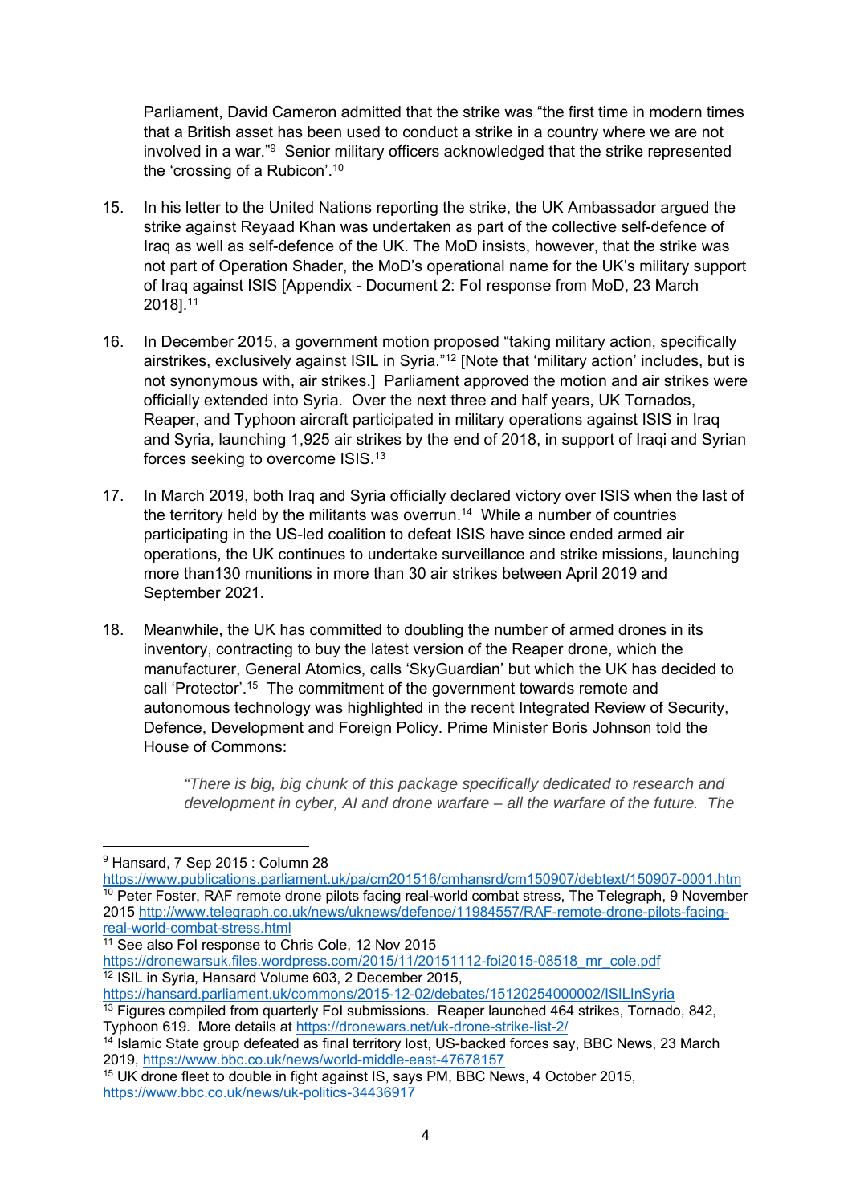Parliament, David Cameron admitted that the strike was “the first time in modern times that a British asset has been used to conduct a strike in a country where we are not involved in a war.”[9] Senior military officers acknowledged that the strike represented the ‘crossing of a Rubicon’.[10]

15. In his letter to the United Nations reporting the strike, the UK Ambassador argued the strike against Reyaad Khan was undertaken as part of the collective self-defence of Iraq as well as self-defence of the UK. The MoD insists, however, that the strike was not part of Operation Shader, the MoD’s operational name for the UK’s military support of Iraq against ISIS [Appendix - Document 2: FoI response from MoD, 23 March 2018].[11]

16. In December 2015, a government motion proposed “taking military action, specifically airstrikes, exclusively against ISIL in Syria.”[12] [Note that ‘military action’ includes, but is not synonymous with, air strikes.] Parliament approved the motion and air strikes were officially extended into Syria. Over the next three and half years, UK Tornados, Reaper, and Typhoon aircraft participated in military operations against ISIS in Iraq and Syria, launching 1,925 air strikes by the end of 2018, in support of Iraqi and Syrian forces seeking to overcome ISIS.[13]

17. In March 2019, both Iraq and Syria officially declared victory over ISIS when the last of the territory held by the militants was overrun.[14] While a number of countries participating in the US-led coalition to defeat ISIS have since ended armed air operations, the UK continues to undertake surveillance and strike missions, launching more than130 munitions in more than 30 air strikes between April 2019 and September 2021.

18. Meanwhile, the UK has committed to doubling the number of armed drones in its inventory, contracting to buy the latest version of the Reaper drone, which the manufacturer, General Atomics, calls ‘SkyGuardian’ but which the UK has decided to call ‘Protector’.[15] The commitment of the government towards remote and autonomous technology was highlighted in the recent Integrated Review of Security, Defence, Development and Foreign Policy. Prime Minister Boris Johnson told the House of Commons:

> *“There is big, big chunk of this package specifically dedicated to research and development in cyber, AI and drone warfare – all the warfare of the future. The*

---

[9] Hansard, 7 Sep 2015 : Column 28 https://www.publications.parliament.uk/pa/cm201516/cmhansrd/cm150907/debtext/150907-0001.htm

[10] Peter Foster, RAF remote drone pilots facing real-world combat stress, The Telegraph, 9 November 2015 http://www.telegraph.co.uk/news/uknews/defence/11984557/RAF-remote-drone-pilots-facing-real-world-combat-stress.html

[11] See also FoI response to Chris Cole, 12 Nov 2015 https://dronewarsuk.files.wordpress.com/2015/11/20151112-foi2015-08518_mr_cole.pdf

[12] ISIL in Syria, Hansard Volume 603, 2 December 2015, https://hansard.parliament.uk/commons/2015-12-02/debates/15120254000002/ISILInSyria

[13] Figures compiled from quarterly FoI submissions. Reaper launched 464 strikes, Tornado, 842, Typhoon 619. More details at https://dronewars.net/uk-drone-strike-list-2/

[14] Islamic State group defeated as final territory lost, US-backed forces say, BBC News, 23 March 2019, https://www.bbc.co.uk/news/world-middle-east-47678157

[15] UK drone fleet to double in fight against IS, says PM, BBC News, 4 October 2015, https://www.bbc.co.uk/news/uk-politics-34436917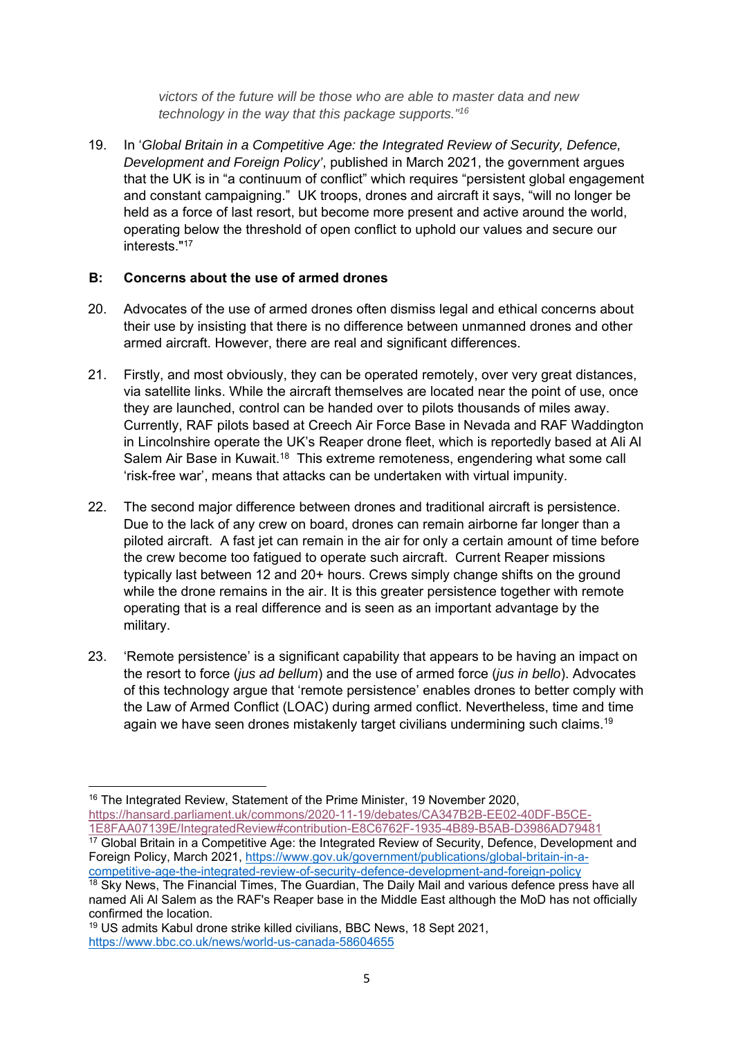> *victors of the future will be those who are able to master data and new technology in the way that this package supports."*[16]

19. In '*Global Britain in a Competitive Age: the Integrated Review of Security, Defence, Development and Foreign Policy*', published in March 2021, the government argues that the UK is in "a continuum of conflict" which requires "persistent global engagement and constant campaigning." UK troops, drones and aircraft it says, "will no longer be held as a force of last resort, but become more present and active around the world, operating below the threshold of open conflict to uphold our values and secure our interests."[17]

### B: Concerns about the use of armed drones

20. Advocates of the use of armed drones often dismiss legal and ethical concerns about their use by insisting that there is no difference between unmanned drones and other armed aircraft. However, there are real and significant differences.

21. Firstly, and most obviously, they can be operated remotely, over very great distances, via satellite links. While the aircraft themselves are located near the point of use, once they are launched, control can be handed over to pilots thousands of miles away. Currently, RAF pilots based at Creech Air Force Base in Nevada and RAF Waddington in Lincolnshire operate the UK's Reaper drone fleet, which is reportedly based at Ali Al Salem Air Base in Kuwait.[18] This extreme remoteness, engendering what some call 'risk-free war', means that attacks can be undertaken with virtual impunity.

22. The second major difference between drones and traditional aircraft is persistence. Due to the lack of any crew on board, drones can remain airborne far longer than a piloted aircraft. A fast jet can remain in the air for only a certain amount of time before the crew become too fatigued to operate such aircraft. Current Reaper missions typically last between 12 and 20+ hours. Crews simply change shifts on the ground while the drone remains in the air. It is this greater persistence together with remote operating that is a real difference and is seen as an important advantage by the military.

23. 'Remote persistence' is a significant capability that appears to be having an impact on the resort to force (*jus ad bellum*) and the use of armed force (*jus in bello*). Advocates of this technology argue that 'remote persistence' enables drones to better comply with the Law of Armed Conflict (LOAC) during armed conflict. Nevertheless, time and time again we have seen drones mistakenly target civilians undermining such claims.[19]

---

[16] The Integrated Review, Statement of the Prime Minister, 19 November 2020, https://hansard.parliament.uk/commons/2020-11-19/debates/CA347B2B-EE02-40DF-B5CE-1E8FAA07139E/IntegratedReview#contribution-E8C6762F-1935-4B89-B5AB-D3986AD79481

[17] Global Britain in a Competitive Age: the Integrated Review of Security, Defence, Development and Foreign Policy, March 2021, https://www.gov.uk/government/publications/global-britain-in-a-competitive-age-the-integrated-review-of-security-defence-development-and-foreign-policy

[18] Sky News, The Financial Times, The Guardian, The Daily Mail and various defence press have all named Ali Al Salem as the RAF's Reaper base in the Middle East although the MoD has not officially confirmed the location.

[19] US admits Kabul drone strike killed civilians, BBC News, 18 Sept 2021, https://www.bbc.co.uk/news/world-us-canada-58604655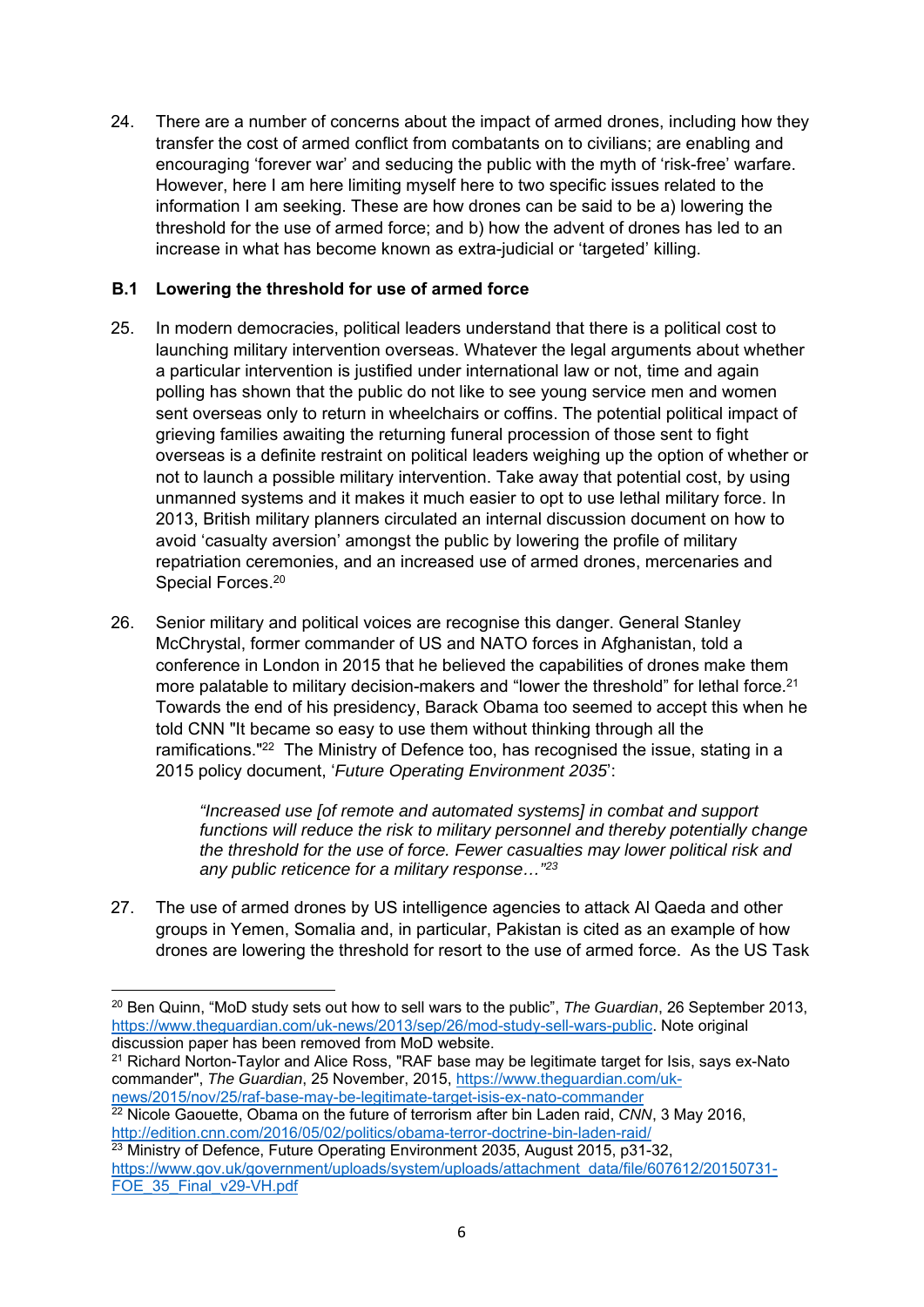24. There are a number of concerns about the impact of armed drones, including how they transfer the cost of armed conflict from combatants on to civilians; are enabling and encouraging 'forever war' and seducing the public with the myth of 'risk-free' warfare. However, here I am here limiting myself here to two specific issues related to the information I am seeking. These are how drones can be said to be a) lowering the threshold for the use of armed force; and b) how the advent of drones has led to an increase in what has become known as extra-judicial or 'targeted' killing.

### B.1 Lowering the threshold for use of armed force

25. In modern democracies, political leaders understand that there is a political cost to launching military intervention overseas. Whatever the legal arguments about whether a particular intervention is justified under international law or not, time and again polling has shown that the public do not like to see young service men and women sent overseas only to return in wheelchairs or coffins. The potential political impact of grieving families awaiting the returning funeral procession of those sent to fight overseas is a definite restraint on political leaders weighing up the option of whether or not to launch a possible military intervention. Take away that potential cost, by using unmanned systems and it makes it much easier to opt to use lethal military force. In 2013, British military planners circulated an internal discussion document on how to avoid 'casualty aversion' amongst the public by lowering the profile of military repatriation ceremonies, and an increased use of armed drones, mercenaries and Special Forces.[20]

26. Senior military and political voices are recognise this danger. General Stanley McChrystal, former commander of US and NATO forces in Afghanistan, told a conference in London in 2015 that he believed the capabilities of drones make them more palatable to military decision-makers and "lower the threshold" for lethal force.[21] Towards the end of his presidency, Barack Obama too seemed to accept this when he told CNN "It became so easy to use them without thinking through all the ramifications."[22] The Ministry of Defence too, has recognised the issue, stating in a 2015 policy document, '*Future Operating Environment 2035*':

    > *"Increased use [of remote and automated systems] in combat and support functions will reduce the risk to military personnel and thereby potentially change the threshold for the use of force. Fewer casualties may lower political risk and any public reticence for a military response…"*[23]

27. The use of armed drones by US intelligence agencies to attack Al Qaeda and other groups in Yemen, Somalia and, in particular, Pakistan is cited as an example of how drones are lowering the threshold for resort to the use of armed force. As the US Task

---

[20] Ben Quinn, "MoD study sets out how to sell wars to the public", *The Guardian*, 26 September 2013, https://www.theguardian.com/uk-news/2013/sep/26/mod-study-sell-wars-public. Note original discussion paper has been removed from MoD website.

[21] Richard Norton-Taylor and Alice Ross, "RAF base may be legitimate target for Isis, says ex-Nato commander", *The Guardian*, 25 November, 2015, https://www.theguardian.com/uk-news/2015/nov/25/raf-base-may-be-legitimate-target-isis-ex-nato-commander

[22] Nicole Gaouette, Obama on the future of terrorism after bin Laden raid, *CNN*, 3 May 2016, http://edition.cnn.com/2016/05/02/politics/obama-terror-doctrine-bin-laden-raid/

[23] Ministry of Defence, Future Operating Environment 2035, August 2015, p31-32, https://www.gov.uk/government/uploads/system/uploads/attachment_data/file/607612/20150731-FOE_35_Final_v29-VH.pdf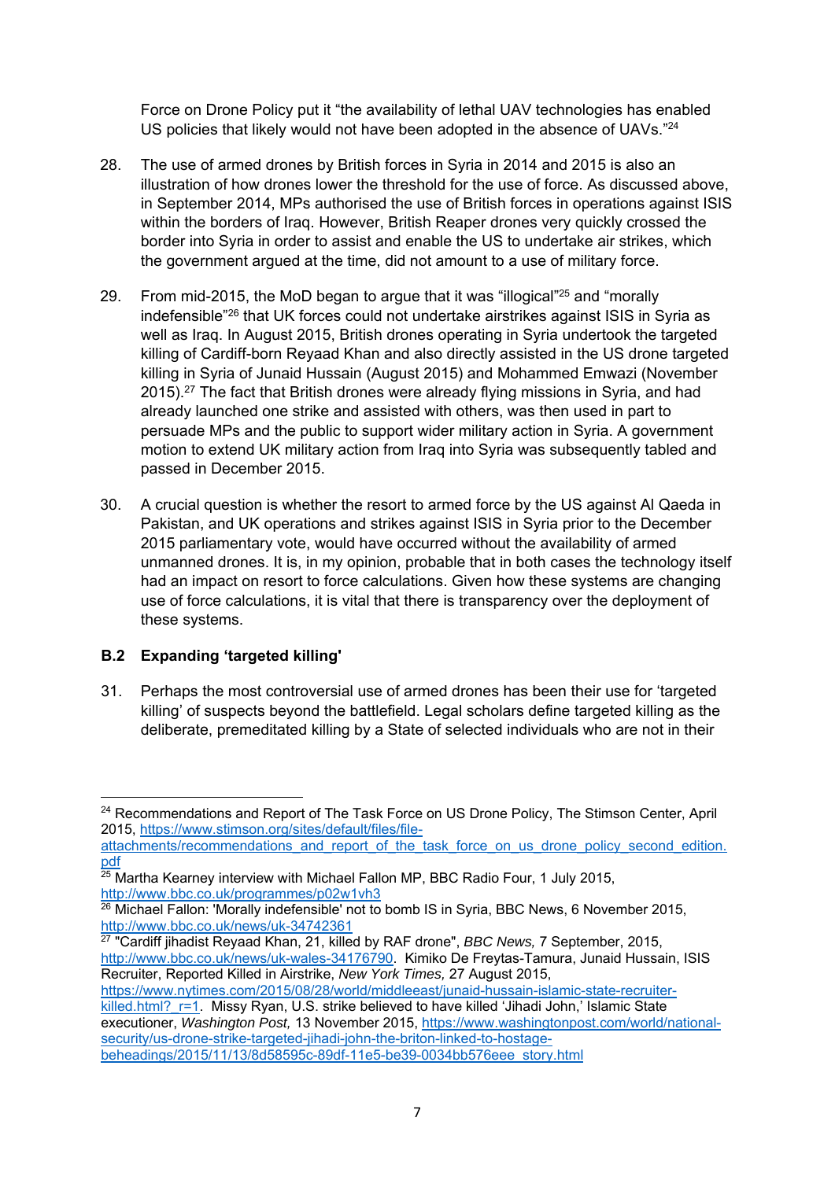Force on Drone Policy put it "the availability of lethal UAV technologies has enabled US policies that likely would not have been adopted in the absence of UAVs."[24]

28. The use of armed drones by British forces in Syria in 2014 and 2015 is also an illustration of how drones lower the threshold for the use of force. As discussed above, in September 2014, MPs authorised the use of British forces in operations against ISIS within the borders of Iraq. However, British Reaper drones very quickly crossed the border into Syria in order to assist and enable the US to undertake air strikes, which the government argued at the time, did not amount to a use of military force.

29. From mid-2015, the MoD began to argue that it was "illogical"[25] and "morally indefensible"[26] that UK forces could not undertake airstrikes against ISIS in Syria as well as Iraq. In August 2015, British drones operating in Syria undertook the targeted killing of Cardiff-born Reyaad Khan and also directly assisted in the US drone targeted killing in Syria of Junaid Hussain (August 2015) and Mohammed Emwazi (November 2015).[27] The fact that British drones were already flying missions in Syria, and had already launched one strike and assisted with others, was then used in part to persuade MPs and the public to support wider military action in Syria. A government motion to extend UK military action from Iraq into Syria was subsequently tabled and passed in December 2015.

30. A crucial question is whether the resort to armed force by the US against Al Qaeda in Pakistan, and UK operations and strikes against ISIS in Syria prior to the December 2015 parliamentary vote, would have occurred without the availability of armed unmanned drones. It is, in my opinion, probable that in both cases the technology itself had an impact on resort to force calculations. Given how these systems are changing use of force calculations, it is vital that there is transparency over the deployment of these systems.

### B.2 Expanding 'targeted killing'

31. Perhaps the most controversial use of armed drones has been their use for 'targeted killing' of suspects beyond the battlefield. Legal scholars define targeted killing as the deliberate, premeditated killing by a State of selected individuals who are not in their

---

[24] Recommendations and Report of The Task Force on US Drone Policy, The Stimson Center, April 2015, https://www.stimson.org/sites/default/files/file-attachments/recommendations_and_report_of_the_task_force_on_us_drone_policy_second_edition.pdf

[25] Martha Kearney interview with Michael Fallon MP, BBC Radio Four, 1 July 2015, http://www.bbc.co.uk/programmes/p02w1vh3

[26] Michael Fallon: 'Morally indefensible' not to bomb IS in Syria, BBC News, 6 November 2015, http://www.bbc.co.uk/news/uk-34742361

[27] "Cardiff jihadist Reyaad Khan, 21, killed by RAF drone", *BBC News,* 7 September, 2015, http://www.bbc.co.uk/news/uk-wales-34176790. Kimiko De Freytas-Tamura, Junaid Hussain, ISIS Recruiter, Reported Killed in Airstrike, *New York Times,* 27 August 2015, https://www.nytimes.com/2015/08/28/world/middleeast/junaid-hussain-islamic-state-recruiter-killed.html?_r=1. Missy Ryan, U.S. strike believed to have killed 'Jihadi John,' Islamic State executioner, *Washington Post,* 13 November 2015, https://www.washingtonpost.com/world/national-security/us-drone-strike-targeted-jihadi-john-the-briton-linked-to-hostage-beheadings/2015/11/13/8d58595c-89df-11e5-be39-0034bb576eee_story.html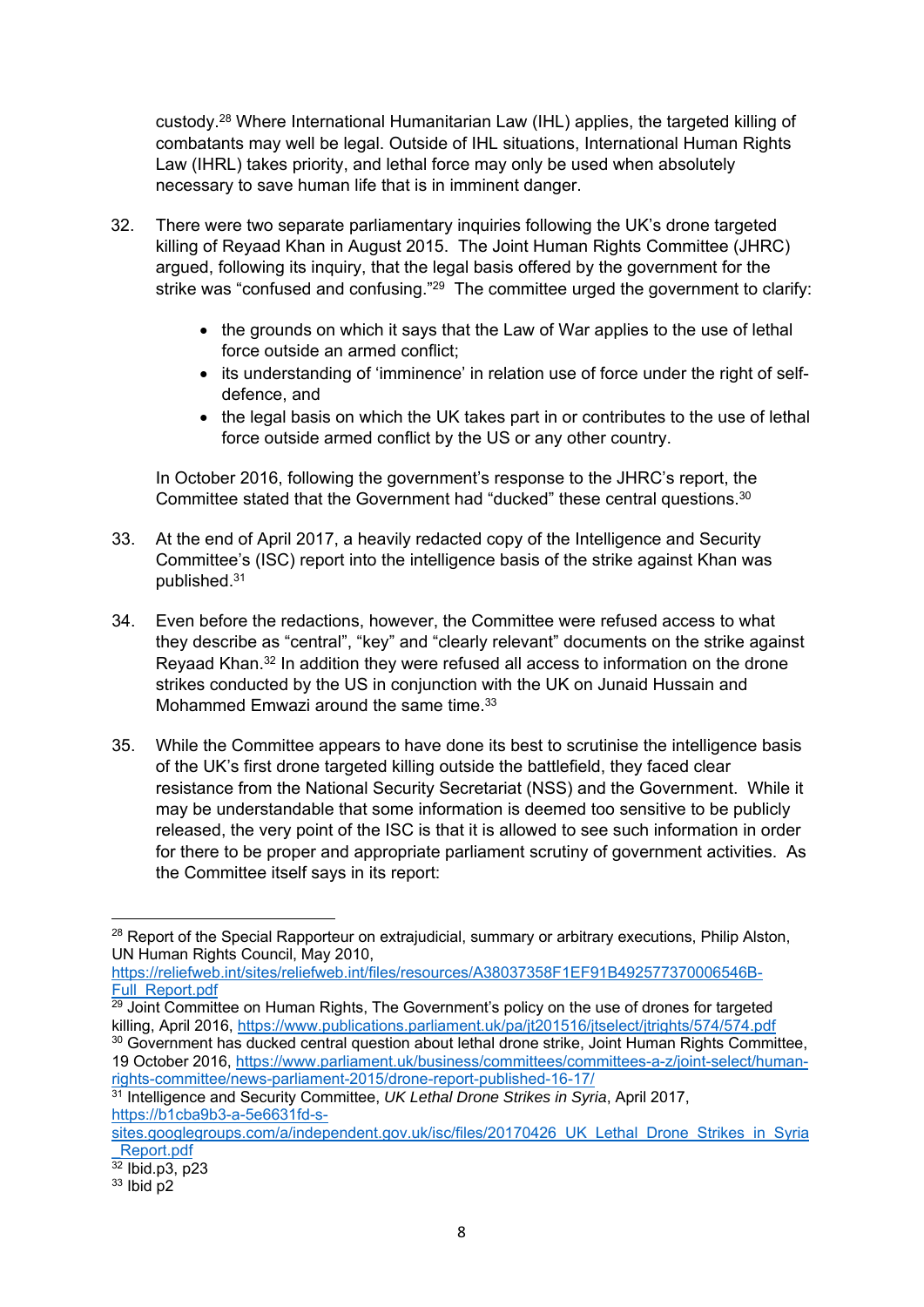custody.[28] Where International Humanitarian Law (IHL) applies, the targeted killing of combatants may well be legal. Outside of IHL situations, International Human Rights Law (IHRL) takes priority, and lethal force may only be used when absolutely necessary to save human life that is in imminent danger.

32. There were two separate parliamentary inquiries following the UK's drone targeted killing of Reyaad Khan in August 2015. The Joint Human Rights Committee (JHRC) argued, following its inquiry, that the legal basis offered by the government for the strike was "confused and confusing."[29] The committee urged the government to clarify:

    - the grounds on which it says that the Law of War applies to the use of lethal force outside an armed conflict;
    - its understanding of 'imminence' in relation use of force under the right of self-defence, and
    - the legal basis on which the UK takes part in or contributes to the use of lethal force outside armed conflict by the US or any other country.

    In October 2016, following the government's response to the JHRC's report, the Committee stated that the Government had "ducked" these central questions.[30]

33. At the end of April 2017, a heavily redacted copy of the Intelligence and Security Committee's (ISC) report into the intelligence basis of the strike against Khan was published.[31]

34. Even before the redactions, however, the Committee were refused access to what they describe as "central", "key" and "clearly relevant" documents on the strike against Reyaad Khan.[32] In addition they were refused all access to information on the drone strikes conducted by the US in conjunction with the UK on Junaid Hussain and Mohammed Emwazi around the same time.[33]

35. While the Committee appears to have done its best to scrutinise the intelligence basis of the UK's first drone targeted killing outside the battlefield, they faced clear resistance from the National Security Secretariat (NSS) and the Government. While it may be understandable that some information is deemed too sensitive to be publicly released, the very point of the ISC is that it is allowed to see such information in order for there to be proper and appropriate parliament scrutiny of government activities. As the Committee itself says in its report:

---

[28] Report of the Special Rapporteur on extrajudicial, summary or arbitrary executions, Philip Alston, UN Human Rights Council, May 2010, https://reliefweb.int/sites/reliefweb.int/files/resources/A38037358F1EF91B492577370006546B-Full_Report.pdf

[29] Joint Committee on Human Rights, The Government's policy on the use of drones for targeted killing, April 2016, https://www.publications.parliament.uk/pa/jt201516/jtselect/jtrights/574/574.pdf

[30] Government has ducked central question about lethal drone strike, Joint Human Rights Committee, 19 October 2016, https://www.parliament.uk/business/committees/committees-a-z/joint-select/human-rights-committee/news-parliament-2015/drone-report-published-16-17/

[31] Intelligence and Security Committee, *UK Lethal Drone Strikes in Syria*, April 2017, https://b1cba9b3-a-5e6631fd-s-sites.googlegroups.com/a/independent.gov.uk/isc/files/20170426_UK_Lethal_Drone_Strikes_in_Syria_Report.pdf

[32] Ibid.p3, p23

[33] Ibid p2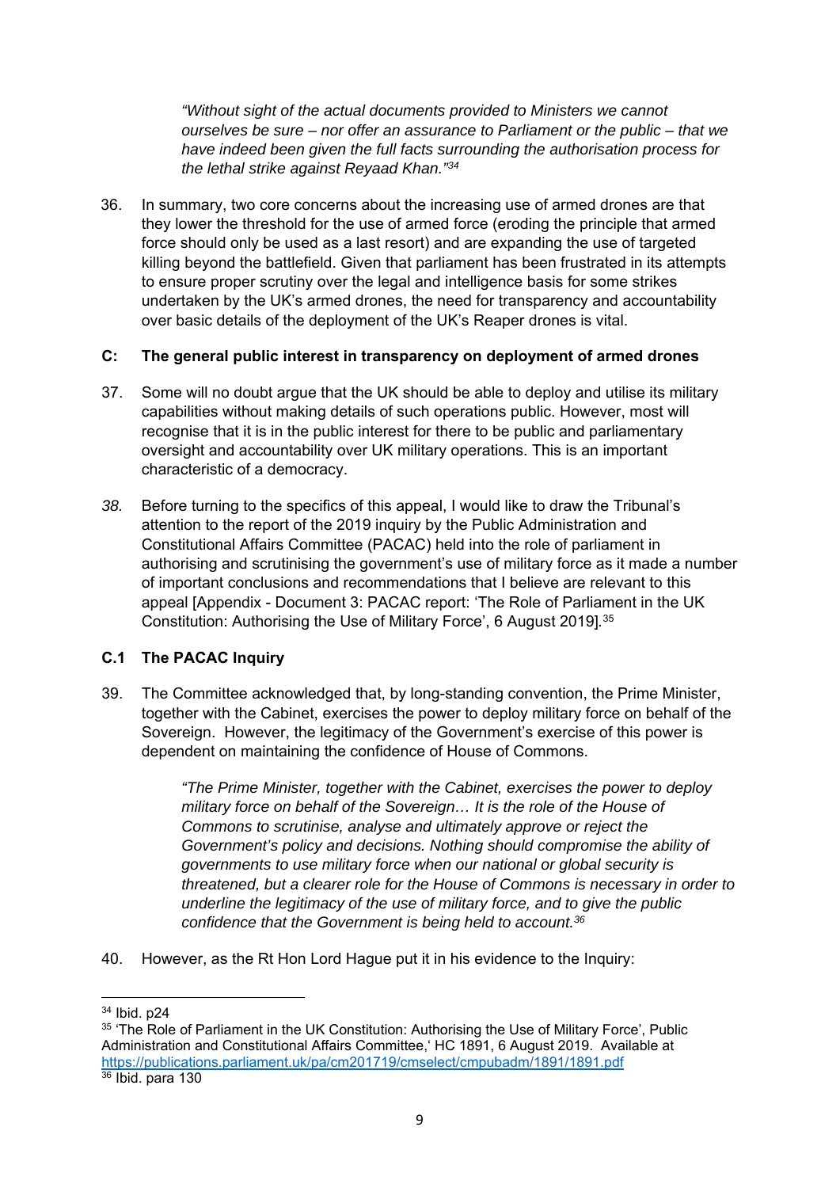> *"Without sight of the actual documents provided to Ministers we cannot ourselves be sure – nor offer an assurance to Parliament or the public – that we have indeed been given the full facts surrounding the authorisation process for the lethal strike against Reyaad Khan."*[34]

36. In summary, two core concerns about the increasing use of armed drones are that they lower the threshold for the use of armed force (eroding the principle that armed force should only be used as a last resort) and are expanding the use of targeted killing beyond the battlefield. Given that parliament has been frustrated in its attempts to ensure proper scrutiny over the legal and intelligence basis for some strikes undertaken by the UK's armed drones, the need for transparency and accountability over basic details of the deployment of the UK's Reaper drones is vital.

## C: The general public interest in transparency on deployment of armed drones

37. Some will no doubt argue that the UK should be able to deploy and utilise its military capabilities without making details of such operations public. However, most will recognise that it is in the public interest for there to be public and parliamentary oversight and accountability over UK military operations. This is an important characteristic of a democracy.

*38.* Before turning to the specifics of this appeal, I would like to draw the Tribunal's attention to the report of the 2019 inquiry by the Public Administration and Constitutional Affairs Committee (PACAC) held into the role of parliament in authorising and scrutinising the government's use of military force as it made a number of important conclusions and recommendations that I believe are relevant to this appeal [Appendix - Document 3: PACAC report: 'The Role of Parliament in the UK Constitution: Authorising the Use of Military Force', 6 August 2019].[35]

### C.1 The PACAC Inquiry

39. The Committee acknowledged that, by long-standing convention, the Prime Minister, together with the Cabinet, exercises the power to deploy military force on behalf of the Sovereign. However, the legitimacy of the Government's exercise of this power is dependent on maintaining the confidence of House of Commons.

> *"The Prime Minister, together with the Cabinet, exercises the power to deploy military force on behalf of the Sovereign… It is the role of the House of Commons to scrutinise, analyse and ultimately approve or reject the Government's policy and decisions. Nothing should compromise the ability of governments to use military force when our national or global security is threatened, but a clearer role for the House of Commons is necessary in order to underline the legitimacy of the use of military force, and to give the public confidence that the Government is being held to account.*[36]

40. However, as the Rt Hon Lord Hague put it in his evidence to the Inquiry:

---

[34] Ibid. p24

[35] 'The Role of Parliament in the UK Constitution: Authorising the Use of Military Force', Public Administration and Constitutional Affairs Committee,' HC 1891, 6 August 2019. Available at https://publications.parliament.uk/pa/cm201719/cmselect/cmpubadm/1891/1891.pdf

[36] Ibid. para 130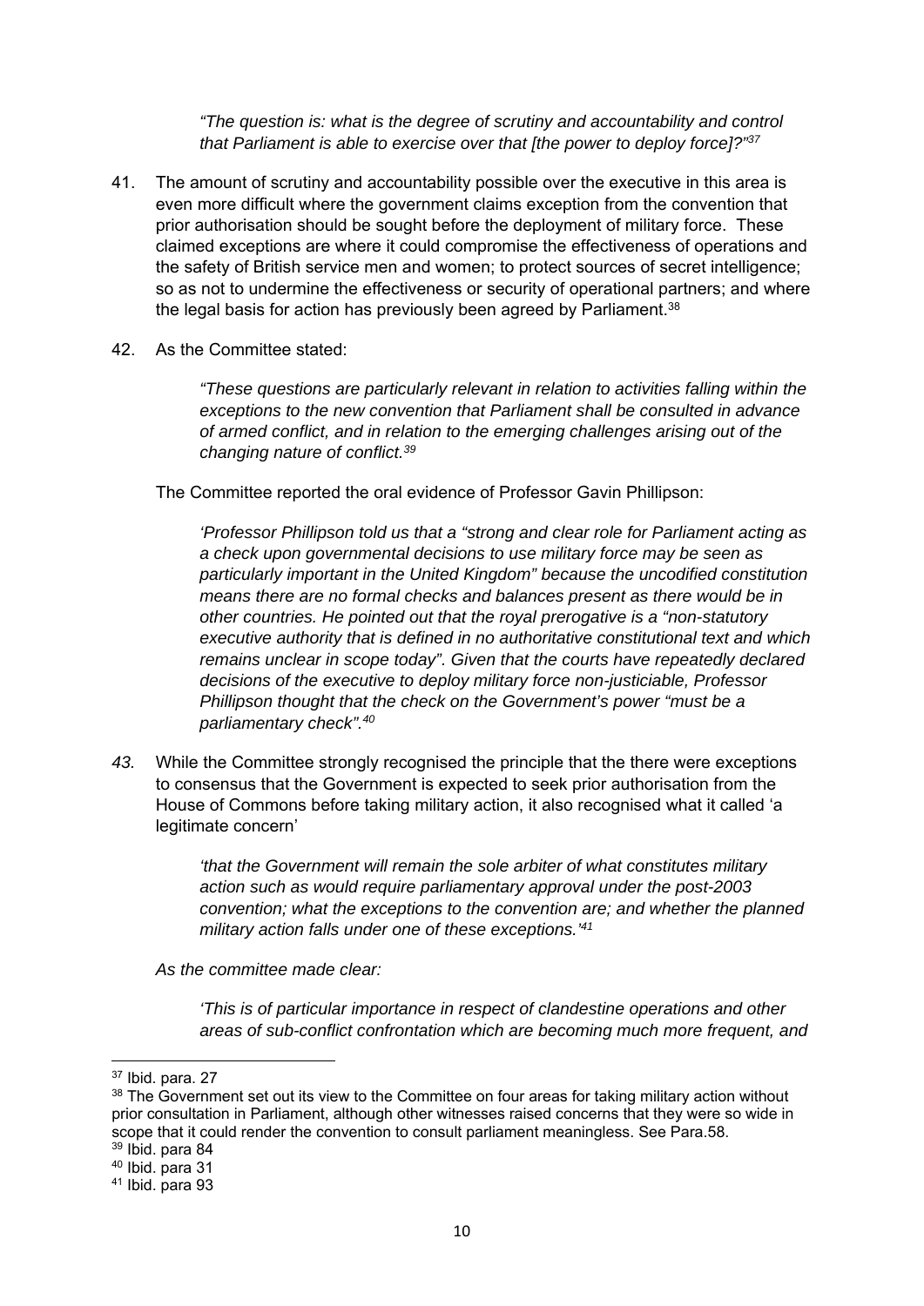> *"The question is: what is the degree of scrutiny and accountability and control that Parliament is able to exercise over that [the power to deploy force]?"*[37]

41. The amount of scrutiny and accountability possible over the executive in this area is even more difficult where the government claims exception from the convention that prior authorisation should be sought before the deployment of military force. These claimed exceptions are where it could compromise the effectiveness of operations and the safety of British service men and women; to protect sources of secret intelligence; so as not to undermine the effectiveness or security of operational partners; and where the legal basis for action has previously been agreed by Parliament.[38]

42. As the Committee stated:

> *"These questions are particularly relevant in relation to activities falling within the exceptions to the new convention that Parliament shall be consulted in advance of armed conflict, and in relation to the emerging challenges arising out of the changing nature of conflict.*[39]

The Committee reported the oral evidence of Professor Gavin Phillipson:

> *'Professor Phillipson told us that a "strong and clear role for Parliament acting as a check upon governmental decisions to use military force may be seen as particularly important in the United Kingdom" because the uncodified constitution means there are no formal checks and balances present as there would be in other countries. He pointed out that the royal prerogative is a "non-statutory executive authority that is defined in no authoritative constitutional text and which remains unclear in scope today". Given that the courts have repeatedly declared decisions of the executive to deploy military force non-justiciable, Professor Phillipson thought that the check on the Government's power "must be a parliamentary check".*[40]

*43.* While the Committee strongly recognised the principle that the there were exceptions to consensus that the Government is expected to seek prior authorisation from the House of Commons before taking military action, it also recognised what it called 'a legitimate concern'

> *'that the Government will remain the sole arbiter of what constitutes military action such as would require parliamentary approval under the post-2003 convention; what the exceptions to the convention are; and whether the planned military action falls under one of these exceptions.'*[41]

*As the committee made clear:*

> *'This is of particular importance in respect of clandestine operations and other areas of sub-conflict confrontation which are becoming much more frequent, and*

---

[37] Ibid. para. 27

[38] The Government set out its view to the Committee on four areas for taking military action without prior consultation in Parliament, although other witnesses raised concerns that they were so wide in scope that it could render the convention to consult parliament meaningless. See Para.58.

[39] Ibid. para 84

[40] Ibid. para 31

[41] Ibid. para 93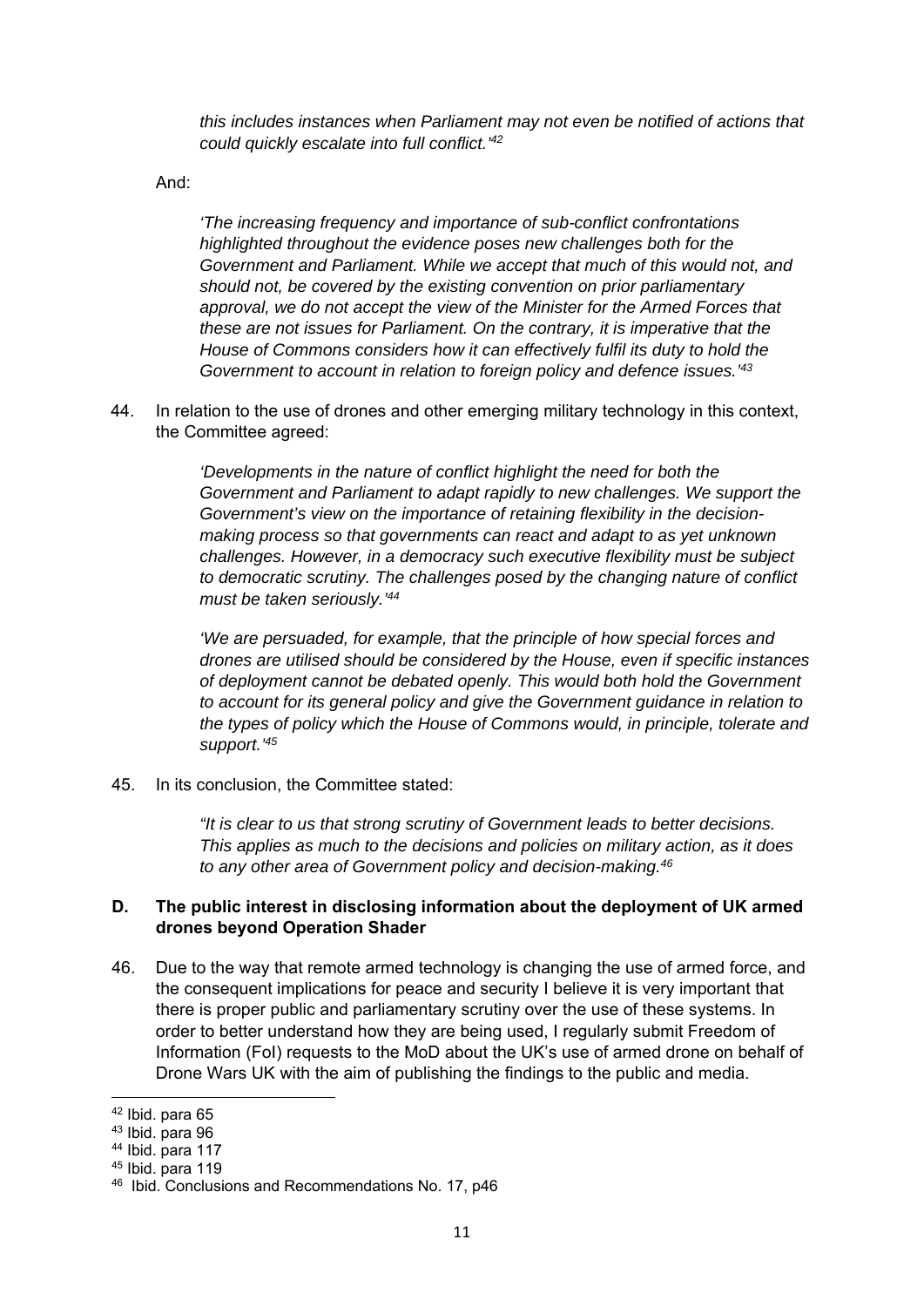*this includes instances when Parliament may not even be notified of actions that could quickly escalate into full conflict.'*[42]

And:

*'The increasing frequency and importance of sub-conflict confrontations highlighted throughout the evidence poses new challenges both for the Government and Parliament. While we accept that much of this would not, and should not, be covered by the existing convention on prior parliamentary approval, we do not accept the view of the Minister for the Armed Forces that these are not issues for Parliament. On the contrary, it is imperative that the House of Commons considers how it can effectively fulfil its duty to hold the Government to account in relation to foreign policy and defence issues.'*[43]

44. In relation to the use of drones and other emerging military technology in this context, the Committee agreed:

*'Developments in the nature of conflict highlight the need for both the Government and Parliament to adapt rapidly to new challenges. We support the Government's view on the importance of retaining flexibility in the decision-making process so that governments can react and adapt to as yet unknown challenges. However, in a democracy such executive flexibility must be subject to democratic scrutiny. The challenges posed by the changing nature of conflict must be taken seriously.'*[44]

*'We are persuaded, for example, that the principle of how special forces and drones are utilised should be considered by the House, even if specific instances of deployment cannot be debated openly. This would both hold the Government to account for its general policy and give the Government guidance in relation to the types of policy which the House of Commons would, in principle, tolerate and support.'*[45]

45. In its conclusion, the Committee stated:

*"It is clear to us that strong scrutiny of Government leads to better decisions. This applies as much to the decisions and policies on military action, as it does to any other area of Government policy and decision-making.*[46]

**D. The public interest in disclosing information about the deployment of UK armed drones beyond Operation Shader**

46. Due to the way that remote armed technology is changing the use of armed force, and the consequent implications for peace and security I believe it is very important that there is proper public and parliamentary scrutiny over the use of these systems. In order to better understand how they are being used, I regularly submit Freedom of Information (FoI) requests to the MoD about the UK's use of armed drone on behalf of Drone Wars UK with the aim of publishing the findings to the public and media.

---

[42] Ibid. para 65

[43] Ibid. para 96

[44] Ibid. para 117

[45] Ibid. para 119

[46] Ibid. Conclusions and Recommendations No. 17, p46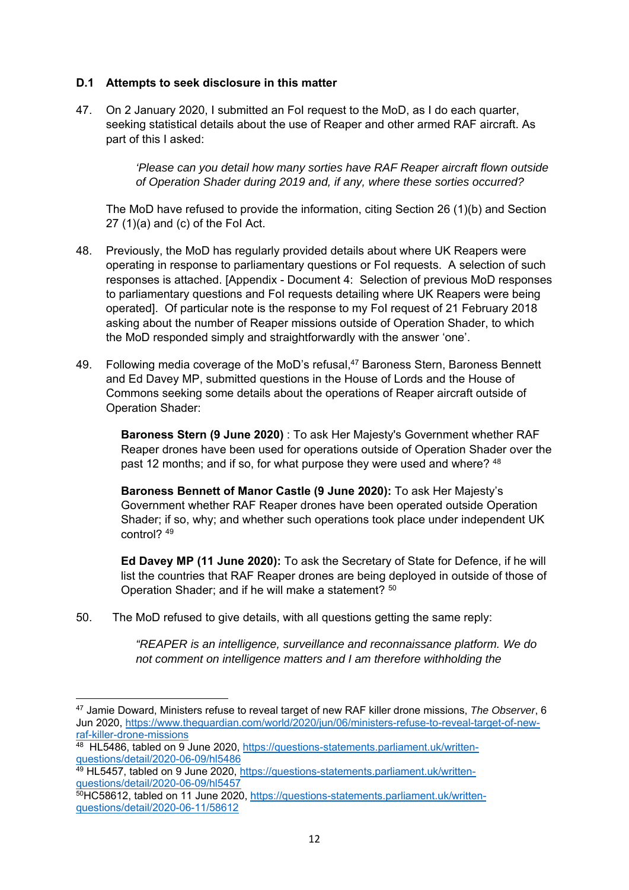### D.1 Attempts to seek disclosure in this matter

47. On 2 January 2020, I submitted an FoI request to the MoD, as I do each quarter, seeking statistical details about the use of Reaper and other armed RAF aircraft. As part of this I asked:

> *'Please can you detail how many sorties have RAF Reaper aircraft flown outside of Operation Shader during 2019 and, if any, where these sorties occurred?*

The MoD have refused to provide the information, citing Section 26 (1)(b) and Section 27 (1)(a) and (c) of the FoI Act.

48. Previously, the MoD has regularly provided details about where UK Reapers were operating in response to parliamentary questions or FoI requests. A selection of such responses is attached. [Appendix - Document 4: Selection of previous MoD responses to parliamentary questions and FoI requests detailing where UK Reapers were being operated]. Of particular note is the response to my FoI request of 21 February 2018 asking about the number of Reaper missions outside of Operation Shader, to which the MoD responded simply and straightforwardly with the answer 'one'.

49. Following media coverage of the MoD's refusal,[47] Baroness Stern, Baroness Bennett and Ed Davey MP, submitted questions in the House of Lords and the House of Commons seeking some details about the operations of Reaper aircraft outside of Operation Shader:

> **Baroness Stern (9 June 2020)** : To ask Her Majesty's Government whether RAF Reaper drones have been used for operations outside of Operation Shader over the past 12 months; and if so, for what purpose they were used and where? [48]
>
> **Baroness Bennett of Manor Castle (9 June 2020):** To ask Her Majesty's Government whether RAF Reaper drones have been operated outside Operation Shader; if so, why; and whether such operations took place under independent UK control? [49]
>
> **Ed Davey MP (11 June 2020):** To ask the Secretary of State for Defence, if he will list the countries that RAF Reaper drones are being deployed in outside of those of Operation Shader; and if he will make a statement? [50]

50. The MoD refused to give details, with all questions getting the same reply:

> *"REAPER is an intelligence, surveillance and reconnaissance platform. We do not comment on intelligence matters and I am therefore withholding the*

---

[47] Jamie Doward, Ministers refuse to reveal target of new RAF killer drone missions, *The Observer*, 6 Jun 2020, https://www.theguardian.com/world/2020/jun/06/ministers-refuse-to-reveal-target-of-new-raf-killer-drone-missions

[48] HL5486, tabled on 9 June 2020, https://questions-statements.parliament.uk/written-questions/detail/2020-06-09/hl5486

[49] HL5457, tabled on 9 June 2020, https://questions-statements.parliament.uk/written-questions/detail/2020-06-09/hl5457

[50] HC58612, tabled on 11 June 2020, https://questions-statements.parliament.uk/written-questions/detail/2020-06-11/58612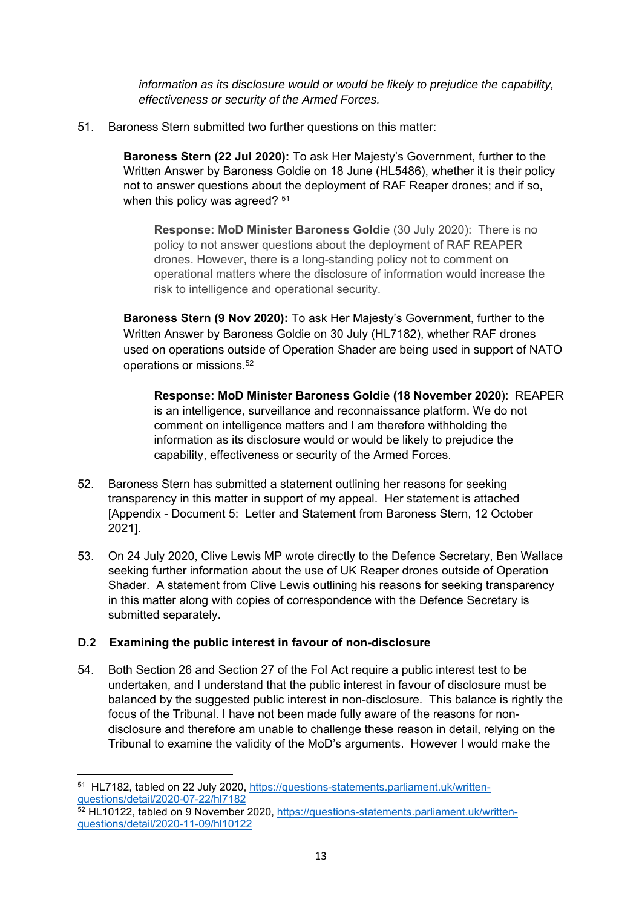*information as its disclosure would or would be likely to prejudice the capability, effectiveness or security of the Armed Forces.*

51. Baroness Stern submitted two further questions on this matter:

> **Baroness Stern (22 Jul 2020):** To ask Her Majesty's Government, further to the Written Answer by Baroness Goldie on 18 June (HL5486), whether it is their policy not to answer questions about the deployment of RAF Reaper drones; and if so, when this policy was agreed? [51]
>
> > **Response: MoD Minister Baroness Goldie** (30 July 2020): There is no policy to not answer questions about the deployment of RAF REAPER drones. However, there is a long-standing policy not to comment on operational matters where the disclosure of information would increase the risk to intelligence and operational security.
>
> **Baroness Stern (9 Nov 2020):** To ask Her Majesty's Government, further to the Written Answer by Baroness Goldie on 30 July (HL7182), whether RAF drones used on operations outside of Operation Shader are being used in support of NATO operations or missions.[52]
>
> > **Response: MoD Minister Baroness Goldie (18 November 2020**): REAPER is an intelligence, surveillance and reconnaissance platform. We do not comment on intelligence matters and I am therefore withholding the information as its disclosure would or would be likely to prejudice the capability, effectiveness or security of the Armed Forces.

52. Baroness Stern has submitted a statement outlining her reasons for seeking transparency in this matter in support of my appeal. Her statement is attached [Appendix - Document 5: Letter and Statement from Baroness Stern, 12 October 2021].

53. On 24 July 2020, Clive Lewis MP wrote directly to the Defence Secretary, Ben Wallace seeking further information about the use of UK Reaper drones outside of Operation Shader. A statement from Clive Lewis outlining his reasons for seeking transparency in this matter along with copies of correspondence with the Defence Secretary is submitted separately.

### D.2 Examining the public interest in favour of non-disclosure

54. Both Section 26 and Section 27 of the FoI Act require a public interest test to be undertaken, and I understand that the public interest in favour of disclosure must be balanced by the suggested public interest in non-disclosure. This balance is rightly the focus of the Tribunal. I have not been made fully aware of the reasons for non-disclosure and therefore am unable to challenge these reason in detail, relying on the Tribunal to examine the validity of the MoD's arguments. However I would make the

---

[51] HL7182, tabled on 22 July 2020, https://questions-statements.parliament.uk/written-questions/detail/2020-07-22/hl7182

[52] HL10122, tabled on 9 November 2020, https://questions-statements.parliament.uk/written-questions/detail/2020-11-09/hl10122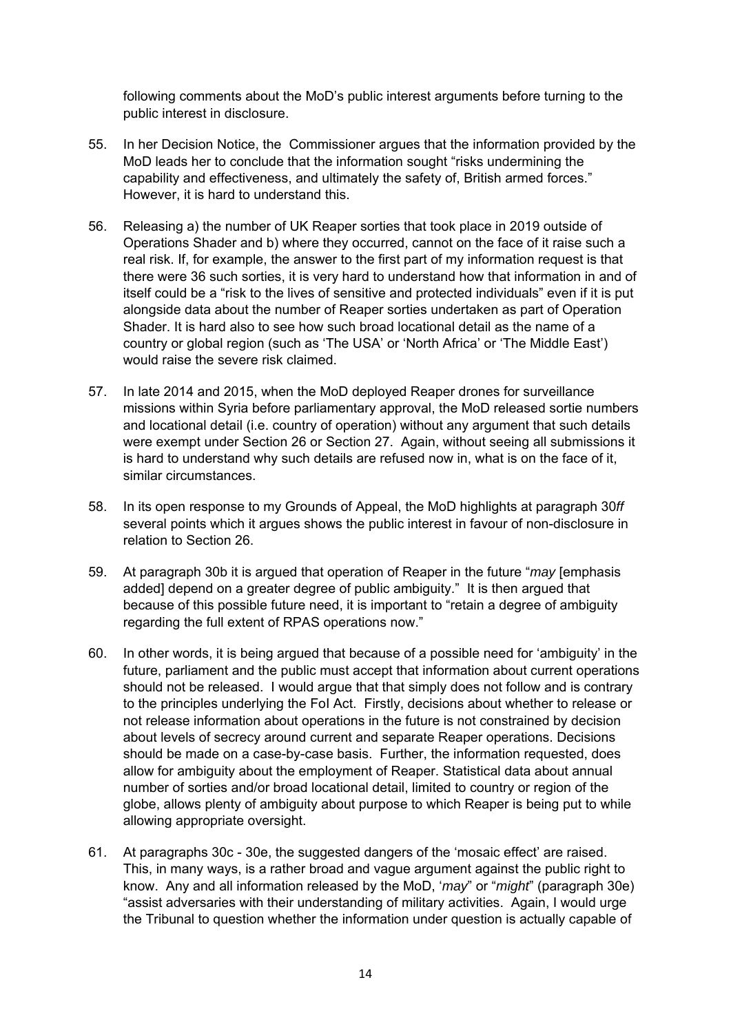following comments about the MoD's public interest arguments before turning to the public interest in disclosure.

55. In her Decision Notice, the Commissioner argues that the information provided by the MoD leads her to conclude that the information sought "risks undermining the capability and effectiveness, and ultimately the safety of, British armed forces." However, it is hard to understand this.

56. Releasing a) the number of UK Reaper sorties that took place in 2019 outside of Operations Shader and b) where they occurred, cannot on the face of it raise such a real risk. If, for example, the answer to the first part of my information request is that there were 36 such sorties, it is very hard to understand how that information in and of itself could be a "risk to the lives of sensitive and protected individuals" even if it is put alongside data about the number of Reaper sorties undertaken as part of Operation Shader. It is hard also to see how such broad locational detail as the name of a country or global region (such as 'The USA' or 'North Africa' or 'The Middle East') would raise the severe risk claimed.

57. In late 2014 and 2015, when the MoD deployed Reaper drones for surveillance missions within Syria before parliamentary approval, the MoD released sortie numbers and locational detail (i.e. country of operation) without any argument that such details were exempt under Section 26 or Section 27. Again, without seeing all submissions it is hard to understand why such details are refused now in, what is on the face of it, similar circumstances.

58. In its open response to my Grounds of Appeal, the MoD highlights at paragraph 30*ff* several points which it argues shows the public interest in favour of non-disclosure in relation to Section 26.

59. At paragraph 30b it is argued that operation of Reaper in the future "*may* [emphasis added] depend on a greater degree of public ambiguity." It is then argued that because of this possible future need, it is important to "retain a degree of ambiguity regarding the full extent of RPAS operations now."

60. In other words, it is being argued that because of a possible need for 'ambiguity' in the future, parliament and the public must accept that information about current operations should not be released. I would argue that that simply does not follow and is contrary to the principles underlying the FoI Act. Firstly, decisions about whether to release or not release information about operations in the future is not constrained by decision about levels of secrecy around current and separate Reaper operations. Decisions should be made on a case-by-case basis. Further, the information requested, does allow for ambiguity about the employment of Reaper. Statistical data about annual number of sorties and/or broad locational detail, limited to country or region of the globe, allows plenty of ambiguity about purpose to which Reaper is being put to while allowing appropriate oversight.

61. At paragraphs 30c - 30e, the suggested dangers of the 'mosaic effect' are raised. This, in many ways, is a rather broad and vague argument against the public right to know. Any and all information released by the MoD, '*may*" or "*might*" (paragraph 30e) "assist adversaries with their understanding of military activities. Again, I would urge the Tribunal to question whether the information under question is actually capable of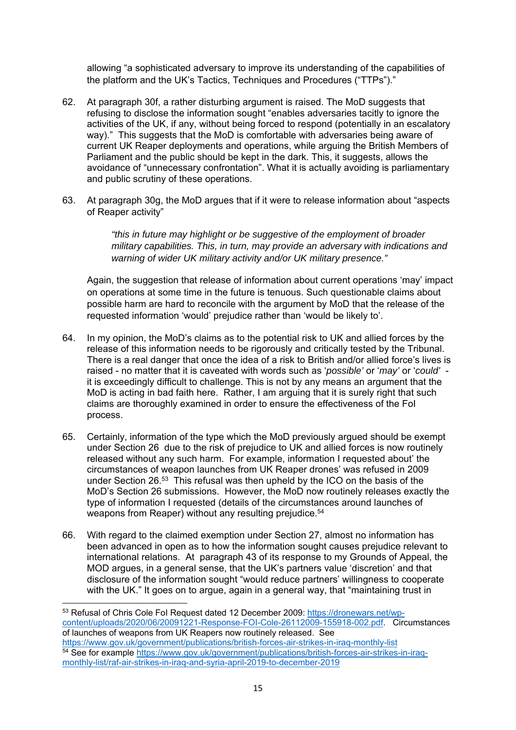allowing "a sophisticated adversary to improve its understanding of the capabilities of the platform and the UK's Tactics, Techniques and Procedures ("TTPs")."

62. At paragraph 30f, a rather disturbing argument is raised. The MoD suggests that refusing to disclose the information sought "enables adversaries tacitly to ignore the activities of the UK, if any, without being forced to respond (potentially in an escalatory way)." This suggests that the MoD is comfortable with adversaries being aware of current UK Reaper deployments and operations, while arguing the British Members of Parliament and the public should be kept in the dark. This, it suggests, allows the avoidance of "unnecessary confrontation". What it is actually avoiding is parliamentary and public scrutiny of these operations.

63. At paragraph 30g, the MoD argues that if it were to release information about "aspects of Reaper activity"

> *"this in future may highlight or be suggestive of the employment of broader military capabilities. This, in turn, may provide an adversary with indications and warning of wider UK military activity and/or UK military presence."*

Again, the suggestion that release of information about current operations 'may' impact on operations at some time in the future is tenuous. Such questionable claims about possible harm are hard to reconcile with the argument by MoD that the release of the requested information 'would' prejudice rather than 'would be likely to'.

64. In my opinion, the MoD's claims as to the potential risk to UK and allied forces by the release of this information needs to be rigorously and critically tested by the Tribunal. There is a real danger that once the idea of a risk to British and/or allied force's lives is raised - no matter that it is caveated with words such as '*possible*' or '*may*' or '*could*' - it is exceedingly difficult to challenge. This is not by any means an argument that the MoD is acting in bad faith here. Rather, I am arguing that it is surely right that such claims are thoroughly examined in order to ensure the effectiveness of the FoI process.

65. Certainly, information of the type which the MoD previously argued should be exempt under Section 26 due to the risk of prejudice to UK and allied forces is now routinely released without any such harm. For example, information I requested about' the circumstances of weapon launches from UK Reaper drones' was refused in 2009 under Section 26.[53] This refusal was then upheld by the ICO on the basis of the MoD's Section 26 submissions. However, the MoD now routinely releases exactly the type of information I requested (details of the circumstances around launches of weapons from Reaper) without any resulting prejudice.[54]

66. With regard to the claimed exemption under Section 27, almost no information has been advanced in open as to how the information sought causes prejudice relevant to international relations. At paragraph 43 of its response to my Grounds of Appeal, the MOD argues, in a general sense, that the UK's partners value 'discretion' and that disclosure of the information sought "would reduce partners' willingness to cooperate with the UK." It goes on to argue, again in a general way, that "maintaining trust in

---

[53] Refusal of Chris Cole FoI Request dated 12 December 2009: https://dronewars.net/wp-content/uploads/2020/06/20091221-Response-FOI-Cole-26112009-155918-002.pdf. Circumstances of launches of weapons from UK Reapers now routinely released. See https://www.gov.uk/government/publications/british-forces-air-strikes-in-iraq-monthly-list

[54] See for example https://www.gov.uk/government/publications/british-forces-air-strikes-in-iraq-monthly-list/raf-air-strikes-in-iraq-and-syria-april-2019-to-december-2019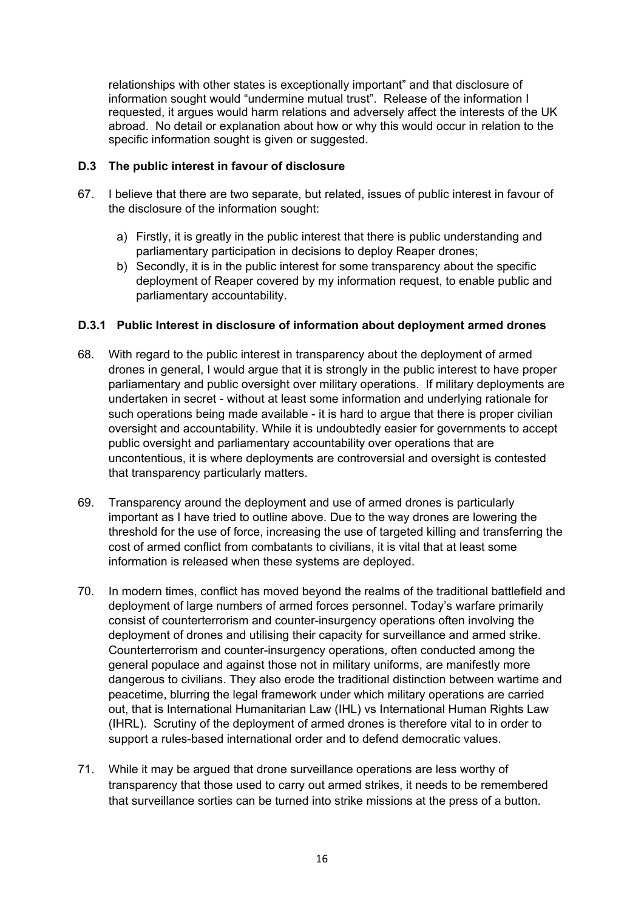relationships with other states is exceptionally important" and that disclosure of information sought would "undermine mutual trust". Release of the information I requested, it argues would harm relations and adversely affect the interests of the UK abroad. No detail or explanation about how or why this would occur in relation to the specific information sought is given or suggested.

### D.3 The public interest in favour of disclosure

67. I believe that there are two separate, but related, issues of public interest in favour of the disclosure of the information sought:

    a) Firstly, it is greatly in the public interest that there is public understanding and parliamentary participation in decisions to deploy Reaper drones;
    b) Secondly, it is in the public interest for some transparency about the specific deployment of Reaper covered by my information request, to enable public and parliamentary accountability.

#### D.3.1 Public Interest in disclosure of information about deployment armed drones

68. With regard to the public interest in transparency about the deployment of armed drones in general, I would argue that it is strongly in the public interest to have proper parliamentary and public oversight over military operations. If military deployments are undertaken in secret - without at least some information and underlying rationale for such operations being made available - it is hard to argue that there is proper civilian oversight and accountability. While it is undoubtedly easier for governments to accept public oversight and parliamentary accountability over operations that are uncontentious, it is where deployments are controversial and oversight is contested that transparency particularly matters.

69. Transparency around the deployment and use of armed drones is particularly important as I have tried to outline above. Due to the way drones are lowering the threshold for the use of force, increasing the use of targeted killing and transferring the cost of armed conflict from combatants to civilians, it is vital that at least some information is released when these systems are deployed.

70. In modern times, conflict has moved beyond the realms of the traditional battlefield and deployment of large numbers of armed forces personnel. Today's warfare primarily consist of counterterrorism and counter-insurgency operations often involving the deployment of drones and utilising their capacity for surveillance and armed strike. Counterterrorism and counter-insurgency operations, often conducted among the general populace and against those not in military uniforms, are manifestly more dangerous to civilians. They also erode the traditional distinction between wartime and peacetime, blurring the legal framework under which military operations are carried out, that is International Humanitarian Law (IHL) vs International Human Rights Law (IHRL). Scrutiny of the deployment of armed drones is therefore vital to in order to support a rules-based international order and to defend democratic values.

71. While it may be argued that drone surveillance operations are less worthy of transparency that those used to carry out armed strikes, it needs to be remembered that surveillance sorties can be turned into strike missions at the press of a button.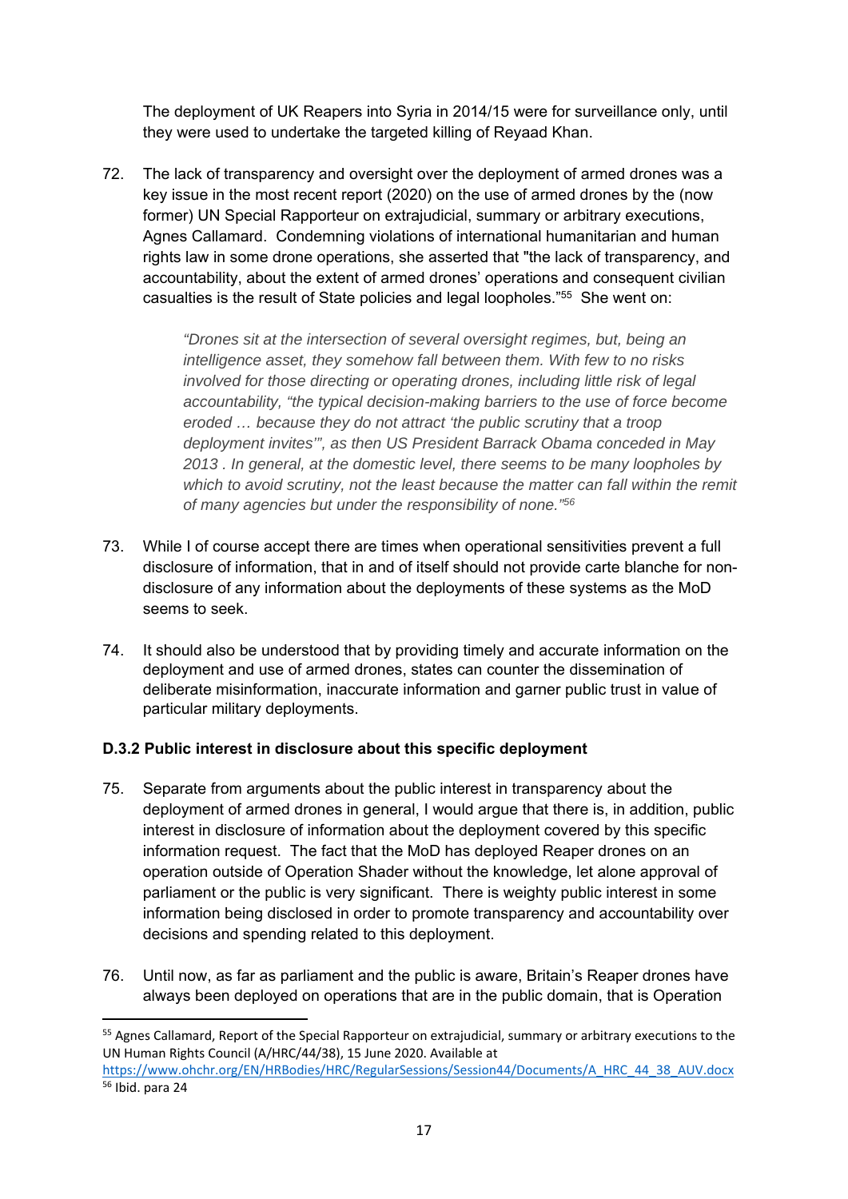The deployment of UK Reapers into Syria in 2014/15 were for surveillance only, until they were used to undertake the targeted killing of Reyaad Khan.

72. The lack of transparency and oversight over the deployment of armed drones was a key issue in the most recent report (2020) on the use of armed drones by the (now former) UN Special Rapporteur on extrajudicial, summary or arbitrary executions, Agnes Callamard. Condemning violations of international humanitarian and human rights law in some drone operations, she asserted that "the lack of transparency, and accountability, about the extent of armed drones' operations and consequent civilian casualties is the result of State policies and legal loopholes."[55] She went on:

> *"Drones sit at the intersection of several oversight regimes, but, being an intelligence asset, they somehow fall between them. With few to no risks involved for those directing or operating drones, including little risk of legal accountability, "the typical decision-making barriers to the use of force become eroded … because they do not attract 'the public scrutiny that a troop deployment invites'", as then US President Barrack Obama conceded in May 2013 . In general, at the domestic level, there seems to be many loopholes by which to avoid scrutiny, not the least because the matter can fall within the remit of many agencies but under the responsibility of none."[56]*

73. While I of course accept there are times when operational sensitivities prevent a full disclosure of information, that in and of itself should not provide carte blanche for non-disclosure of any information about the deployments of these systems as the MoD seems to seek.

74. It should also be understood that by providing timely and accurate information on the deployment and use of armed drones, states can counter the dissemination of deliberate misinformation, inaccurate information and garner public trust in value of particular military deployments.

### D.3.2 Public interest in disclosure about this specific deployment

75. Separate from arguments about the public interest in transparency about the deployment of armed drones in general, I would argue that there is, in addition, public interest in disclosure of information about the deployment covered by this specific information request. The fact that the MoD has deployed Reaper drones on an operation outside of Operation Shader without the knowledge, let alone approval of parliament or the public is very significant. There is weighty public interest in some information being disclosed in order to promote transparency and accountability over decisions and spending related to this deployment.

76. Until now, as far as parliament and the public is aware, Britain's Reaper drones have always been deployed on operations that are in the public domain, that is Operation

---

[55] Agnes Callamard, Report of the Special Rapporteur on extrajudicial, summary or arbitrary executions to the UN Human Rights Council (A/HRC/44/38), 15 June 2020. Available at https://www.ohchr.org/EN/HRBodies/HRC/RegularSessions/Session44/Documents/A_HRC_44_38_AUV.docx

[56] Ibid. para 24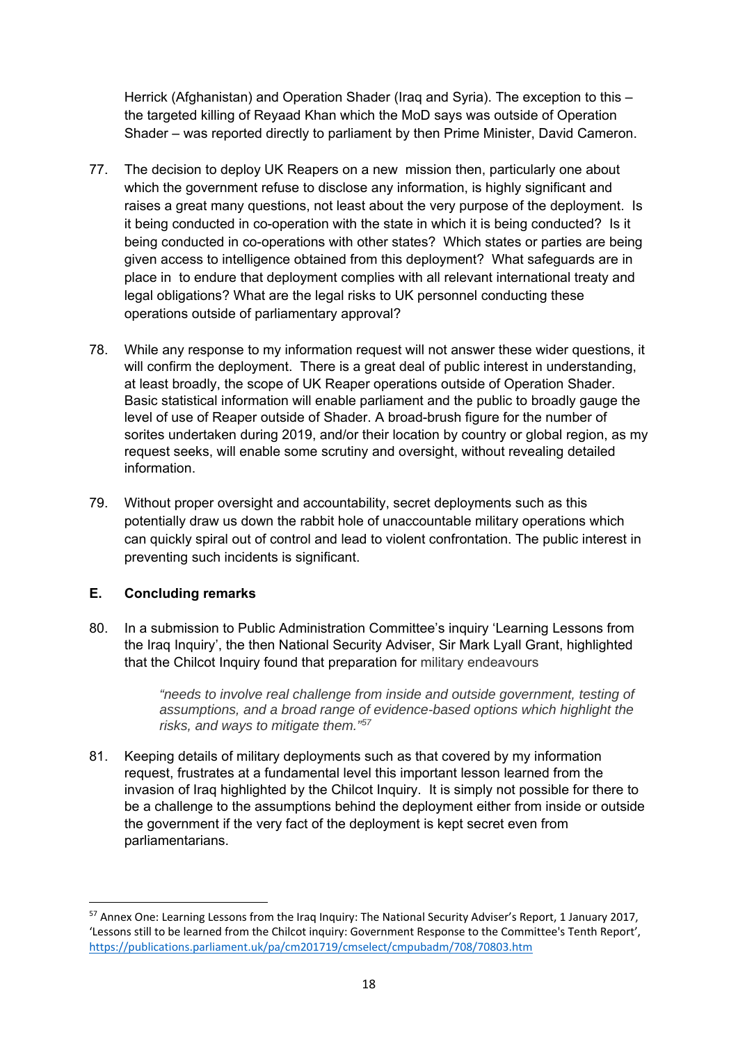Herrick (Afghanistan) and Operation Shader (Iraq and Syria). The exception to this – the targeted killing of Reyaad Khan which the MoD says was outside of Operation Shader – was reported directly to parliament by then Prime Minister, David Cameron.

77. The decision to deploy UK Reapers on a new mission then, particularly one about which the government refuse to disclose any information, is highly significant and raises a great many questions, not least about the very purpose of the deployment. Is it being conducted in co-operation with the state in which it is being conducted? Is it being conducted in co-operations with other states? Which states or parties are being given access to intelligence obtained from this deployment? What safeguards are in place in to endure that deployment complies with all relevant international treaty and legal obligations? What are the legal risks to UK personnel conducting these operations outside of parliamentary approval?

78. While any response to my information request will not answer these wider questions, it will confirm the deployment. There is a great deal of public interest in understanding, at least broadly, the scope of UK Reaper operations outside of Operation Shader. Basic statistical information will enable parliament and the public to broadly gauge the level of use of Reaper outside of Shader. A broad-brush figure for the number of sorites undertaken during 2019, and/or their location by country or global region, as my request seeks, will enable some scrutiny and oversight, without revealing detailed information.

79. Without proper oversight and accountability, secret deployments such as this potentially draw us down the rabbit hole of unaccountable military operations which can quickly spiral out of control and lead to violent confrontation. The public interest in preventing such incidents is significant.

## E. Concluding remarks

80. In a submission to Public Administration Committee's inquiry 'Learning Lessons from the Iraq Inquiry', the then National Security Adviser, Sir Mark Lyall Grant, highlighted that the Chilcot Inquiry found that preparation for military endeavours

> *"needs to involve real challenge from inside and outside government, testing of assumptions, and a broad range of evidence-based options which highlight the risks, and ways to mitigate them."*[57]

81. Keeping details of military deployments such as that covered by my information request, frustrates at a fundamental level this important lesson learned from the invasion of Iraq highlighted by the Chilcot Inquiry. It is simply not possible for there to be a challenge to the assumptions behind the deployment either from inside or outside the government if the very fact of the deployment is kept secret even from parliamentarians.

---

[57] Annex One: Learning Lessons from the Iraq Inquiry: The National Security Adviser's Report, 1 January 2017, 'Lessons still to be learned from the Chilcot inquiry: Government Response to the Committee's Tenth Report', https://publications.parliament.uk/pa/cm201719/cmselect/cmpubadm/708/70803.htm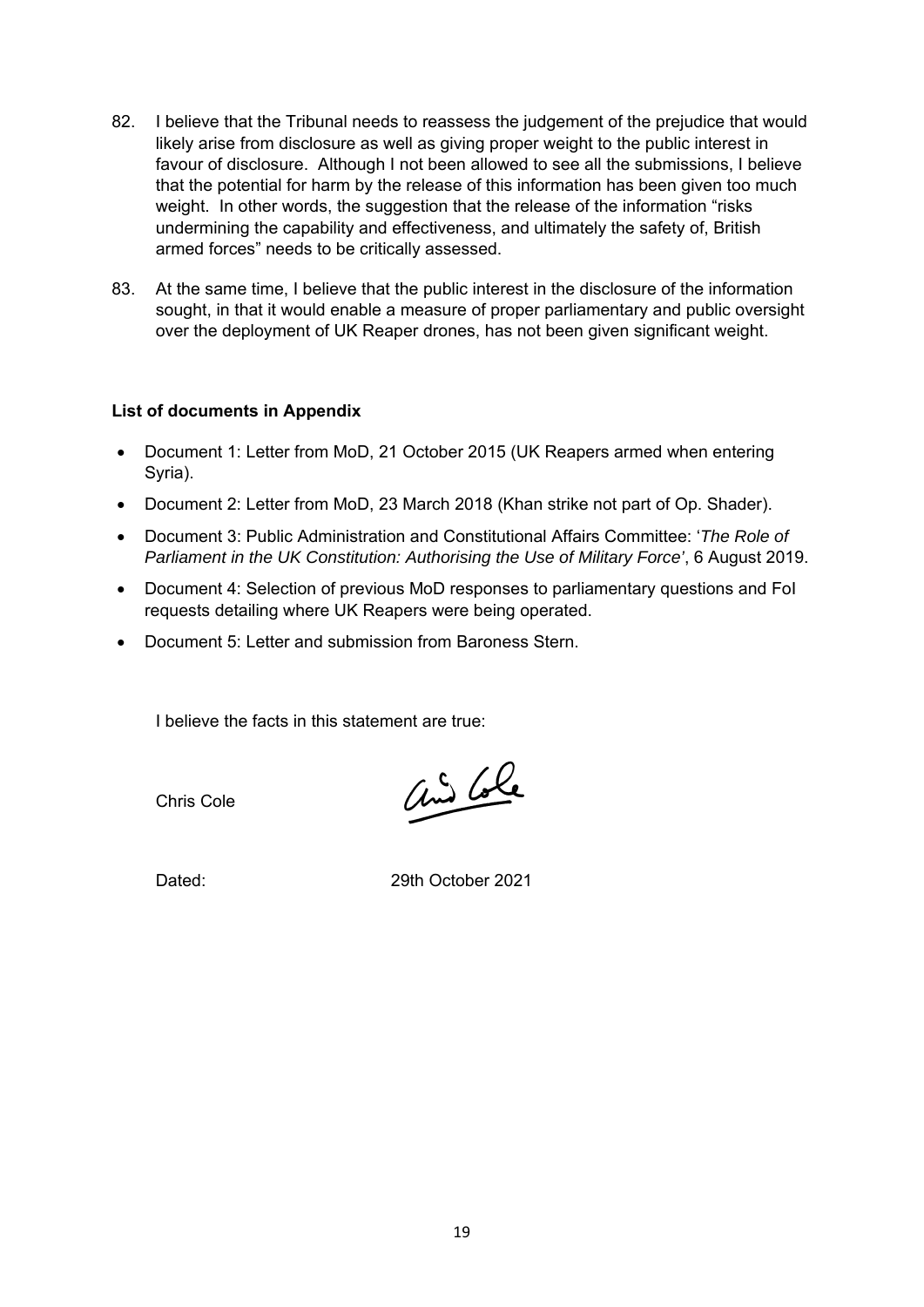82. I believe that the Tribunal needs to reassess the judgement of the prejudice that would likely arise from disclosure as well as giving proper weight to the public interest in favour of disclosure. Although I not been allowed to see all the submissions, I believe that the potential for harm by the release of this information has been given too much weight. In other words, the suggestion that the release of the information "risks undermining the capability and effectiveness, and ultimately the safety of, British armed forces" needs to be critically assessed.

83. At the same time, I believe that the public interest in the disclosure of the information sought, in that it would enable a measure of proper parliamentary and public oversight over the deployment of UK Reaper drones, has not been given significant weight.

**List of documents in Appendix**

- Document 1: Letter from MoD, 21 October 2015 (UK Reapers armed when entering Syria).
- Document 2: Letter from MoD, 23 March 2018 (Khan strike not part of Op. Shader).
- Document 3: Public Administration and Constitutional Affairs Committee: '*The Role of Parliament in the UK Constitution: Authorising the Use of Military Force*', 6 August 2019.
- Document 4: Selection of previous MoD responses to parliamentary questions and FoI requests detailing where UK Reapers were being operated.
- Document 5: Letter and submission from Baroness Stern.

I believe the facts in this statement are true:

Chris Cole

Dated: 29th October 2021